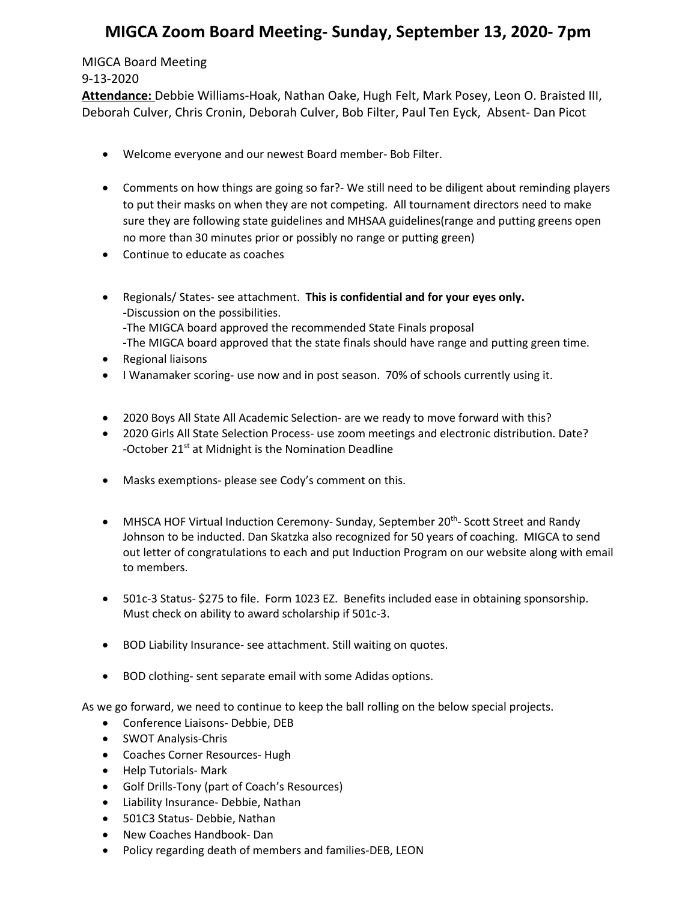# MIGCA Zoom Board Meeting- Sunday, September 13, 2020- 7pm

MIGCA Board Meeting
9-13-2020
**Attendance:** Debbie Williams-Hoak, Nathan Oake, Hugh Felt, Mark Posey, Leon O. Braisted III, Deborah Culver, Chris Cronin, Deborah Culver, Bob Filter, Paul Ten Eyck, Absent- Dan Picot

- Welcome everyone and our newest Board member- Bob Filter.
- Comments on how things are going so far?- We still need to be diligent about reminding players to put their masks on when they are not competing. All tournament directors need to make sure they are following state guidelines and MHSAA guidelines(range and putting greens open no more than 30 minutes prior or possibly no range or putting green)
- Continue to educate as coaches
- Regionals/ States- see attachment. **This is confidential and for your eyes only.**
  **-**Discussion on the possibilities.
  **-**The MIGCA board approved the recommended State Finals proposal
  **-**The MIGCA board approved that the state finals should have range and putting green time.
- Regional liaisons
- I Wanamaker scoring- use now and in post season. 70% of schools currently using it.
- 2020 Boys All State All Academic Selection- are we ready to move forward with this?
- 2020 Girls All State Selection Process- use zoom meetings and electronic distribution. Date?
  -October 21st at Midnight is the Nomination Deadline
- Masks exemptions- please see Cody's comment on this.
- MHSCA HOF Virtual Induction Ceremony- Sunday, September 20th- Scott Street and Randy Johnson to be inducted. Dan Skatzka also recognized for 50 years of coaching. MIGCA to send out letter of congratulations to each and put Induction Program on our website along with email to members.
- 501c-3 Status- $275 to file. Form 1023 EZ. Benefits included ease in obtaining sponsorship. Must check on ability to award scholarship if 501c-3.
- BOD Liability Insurance- see attachment. Still waiting on quotes.
- BOD clothing- sent separate email with some Adidas options.

As we go forward, we need to continue to keep the ball rolling on the below special projects.

- Conference Liaisons- Debbie, DEB
- SWOT Analysis-Chris
- Coaches Corner Resources- Hugh
- Help Tutorials- Mark
- Golf Drills-Tony (part of Coach's Resources)
- Liability Insurance- Debbie, Nathan
- 501C3 Status- Debbie, Nathan
- New Coaches Handbook- Dan
- Policy regarding death of members and families-DEB, LEON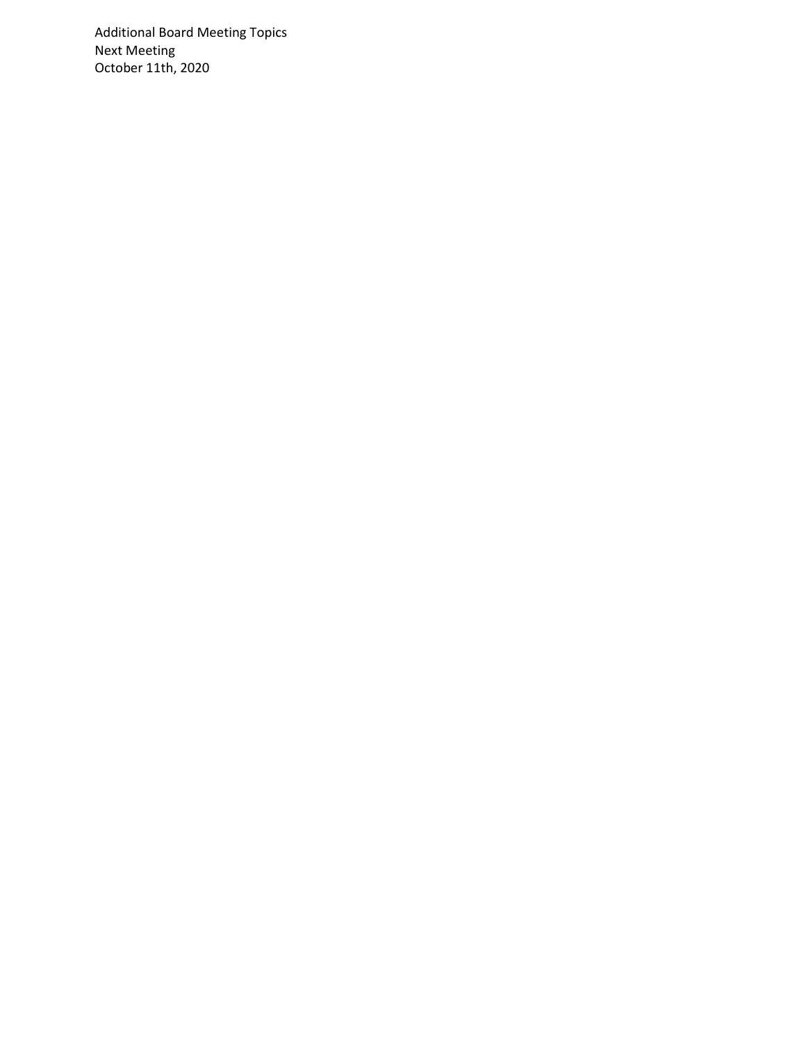Additional Board Meeting Topics
Next Meeting
October 11th, 2020